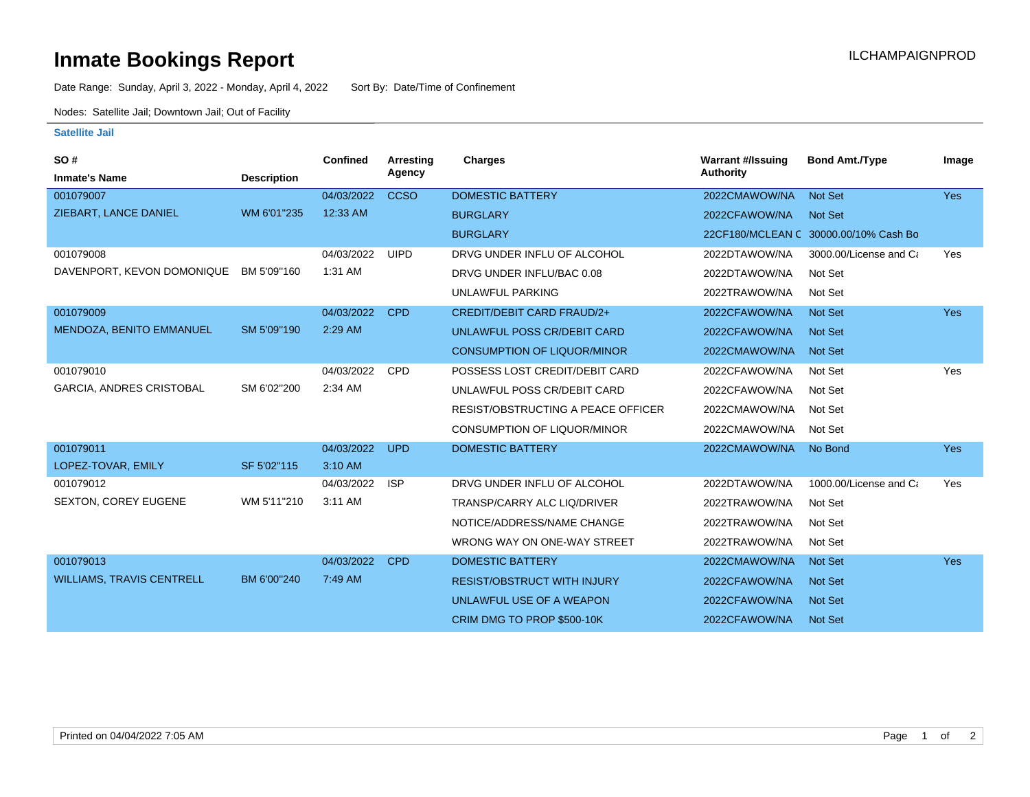# Inmate Bookings Report

ILCHAMPAIGNPROD

Date Range: Sunday, April 3, 2022 - Monday, April 4, 2022 Sort By: Date/Time of Confinement

Nodes: Satellite Jail; Downtown Jail; Out of Facility

**Satellite Jail**

| SO # / Inmate's Name | Description | Confined | Arresting Agency | Charges | Warrant #/Issuing Authority | Bond Amt./Type | Image |
|---|---|---|---|---|---|---|---|
| 001079007 | | 04/03/2022 | CCSO | DOMESTIC BATTERY | 2022CMAWOW/NA | Not Set | Yes |
| ZIEBART, LANCE DANIEL | WM 6'01"235 | 12:33 AM | | BURGLARY | 2022CFAWOW/NA | Not Set | |
| | | | | BURGLARY | 22CF180/MCLEAN C | 30000.00/10% Cash Bo | |
| 001079008 | | 04/03/2022 | UIPD | DRVG UNDER INFLU OF ALCOHOL | 2022DTAWOW/NA | 3000.00/License and Ca | Yes |
| DAVENPORT, KEVON DOMONIQUE | BM 5'09"160 | 1:31 AM | | DRVG UNDER INFLU/BAC 0.08 | 2022DTAWOW/NA | Not Set | |
| | | | | UNLAWFUL PARKING | 2022TRAWOW/NA | Not Set | |
| 001079009 | | 04/03/2022 | CPD | CREDIT/DEBIT CARD FRAUD/2+ | 2022CFAWOW/NA | Not Set | Yes |
| MENDOZA, BENITO EMMANUEL | SM 5'09"190 | 2:29 AM | | UNLAWFUL POSS CR/DEBIT CARD | 2022CFAWOW/NA | Not Set | |
| | | | | CONSUMPTION OF LIQUOR/MINOR | 2022CMAWOW/NA | Not Set | |
| 001079010 | | 04/03/2022 | CPD | POSSESS LOST CREDIT/DEBIT CARD | 2022CFAWOW/NA | Not Set | Yes |
| GARCIA, ANDRES CRISTOBAL | SM 6'02"200 | 2:34 AM | | UNLAWFUL POSS CR/DEBIT CARD | 2022CFAWOW/NA | Not Set | |
| | | | | RESIST/OBSTRUCTING A PEACE OFFICER | 2022CMAWOW/NA | Not Set | |
| | | | | CONSUMPTION OF LIQUOR/MINOR | 2022CMAWOW/NA | Not Set | |
| 001079011 | | 04/03/2022 | UPD | DOMESTIC BATTERY | 2022CMAWOW/NA | No Bond | Yes |
| LOPEZ-TOVAR, EMILY | SF 5'02"115 | 3:10 AM | | | | | |
| 001079012 | | 04/03/2022 | ISP | DRVG UNDER INFLU OF ALCOHOL | 2022DTAWOW/NA | 1000.00/License and Ca | Yes |
| SEXTON, COREY EUGENE | WM 5'11"210 | 3:11 AM | | TRANSP/CARRY ALC LIQ/DRIVER | 2022TRAWOW/NA | Not Set | |
| | | | | NOTICE/ADDRESS/NAME CHANGE | 2022TRAWOW/NA | Not Set | |
| | | | | WRONG WAY ON ONE-WAY STREET | 2022TRAWOW/NA | Not Set | |
| 001079013 | | 04/03/2022 | CPD | DOMESTIC BATTERY | 2022CMAWOW/NA | Not Set | Yes |
| WILLIAMS, TRAVIS CENTRELL | BM 6'00"240 | 7:49 AM | | RESIST/OBSTRUCT WITH INJURY | 2022CFAWOW/NA | Not Set | |
| | | | | UNLAWFUL USE OF A WEAPON | 2022CFAWOW/NA | Not Set | |
| | | | | CRIM DMG TO PROP $500-10K | 2022CFAWOW/NA | Not Set | |

Printed on 04/04/2022 7:05 AM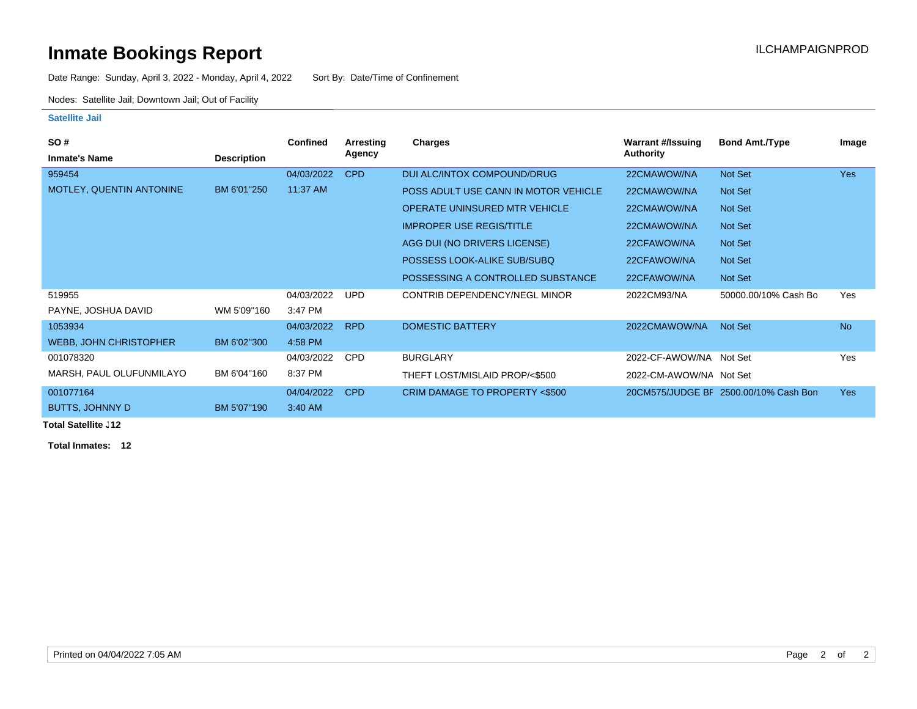# Inmate Bookings Report

ILCHAMPAIGNPROD

Date Range: Sunday, April 3, 2022 - Monday, April 4, 2022     Sort By: Date/Time of Confinement

Nodes: Satellite Jail; Downtown Jail; Out of Facility

### Satellite Jail

| SO # / Inmate's Name | Description | Confined | Arresting Agency | Charges | Warrant #/Issuing Authority | Bond Amt./Type | Image |
|---|---|---|---|---|---|---|---|
| 959454 | | 04/03/2022 | CPD | DUI ALC/INTOX COMPOUND/DRUG | 22CMAWOW/NA | Not Set | Yes |
| MOTLEY, QUENTIN ANTONINE | BM 6'01"250 | 11:37 AM | | POSS ADULT USE CANN IN MOTOR VEHICLE | 22CMAWOW/NA | Not Set | |
| | | | | OPERATE UNINSURED MTR VEHICLE | 22CMAWOW/NA | Not Set | |
| | | | | IMPROPER USE REGIS/TITLE | 22CMAWOW/NA | Not Set | |
| | | | | AGG DUI (NO DRIVERS LICENSE) | 22CFAWOW/NA | Not Set | |
| | | | | POSSESS LOOK-ALIKE SUB/SUBQ | 22CFAWOW/NA | Not Set | |
| | | | | POSSESSING A CONTROLLED SUBSTANCE | 22CFAWOW/NA | Not Set | |
| 519955 | | 04/03/2022 | UPD | CONTRIB DEPENDENCY/NEGL MINOR | 2022CM93/NA | 50000.00/10% Cash Bo | Yes |
| PAYNE, JOSHUA DAVID | WM 5'09"160 | 3:47 PM | | | | | |
| 1053934 | | 04/03/2022 | RPD | DOMESTIC BATTERY | 2022CMAWOW/NA | Not Set | No |
| WEBB, JOHN CHRISTOPHER | BM 6'02"300 | 4:58 PM | | | | | |
| 001078320 | | 04/03/2022 | CPD | BURGLARY | 2022-CF-AWOW/NA | Not Set | Yes |
| MARSH, PAUL OLUFUNMILAYO | BM 6'04"160 | 8:37 PM | | THEFT LOST/MISLAID PROP/<$500 | 2022-CM-AWOW/NA | Not Set | |
| 001077164 | | 04/04/2022 | CPD | CRIM DAMAGE TO PROPERTY <$500 | 20CM575/JUDGE BF | 2500.00/10% Cash Bon | Yes |
| BUTTS, JOHNNY D | BM 5'07"190 | 3:40 AM | | | | | |

**Total Satellite J 12**

**Total Inmates: 12**

Printed on 04/04/2022 7:05 AM